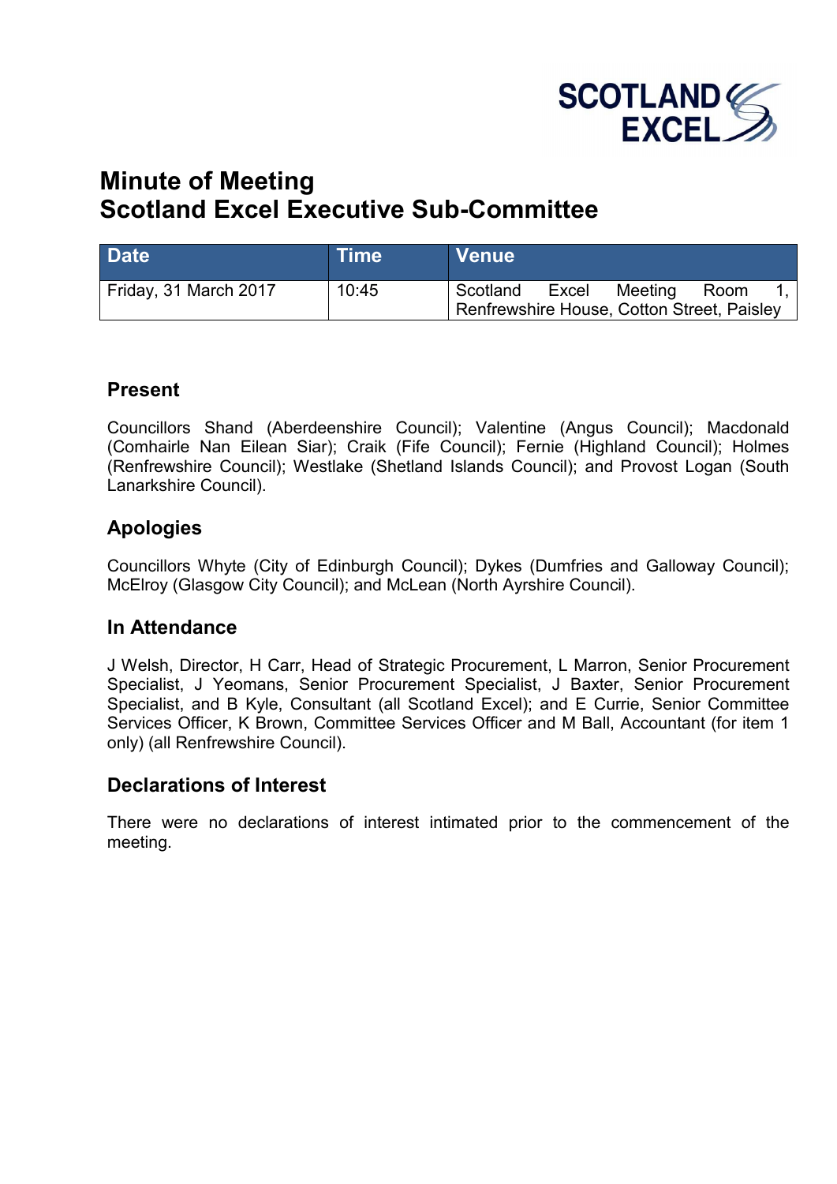# Minute of Meeting
# Scotland Excel Executive Sub-Committee

| Date | Time | Venue |
|---|---|---|
| Friday, 31 March 2017 | 10:45 | Scotland Excel Meeting Room 1, Renfrewshire House, Cotton Street, Paisley |

## Present

Councillors Shand (Aberdeenshire Council); Valentine (Angus Council); Macdonald (Comhairle Nan Eilean Siar); Craik (Fife Council); Fernie (Highland Council); Holmes (Renfrewshire Council); Westlake (Shetland Islands Council); and Provost Logan (South Lanarkshire Council).

## Apologies

Councillors Whyte (City of Edinburgh Council); Dykes (Dumfries and Galloway Council); McElroy (Glasgow City Council); and McLean (North Ayrshire Council).

## In Attendance

J Welsh, Director, H Carr, Head of Strategic Procurement, L Marron, Senior Procurement Specialist, J Yeomans, Senior Procurement Specialist, J Baxter, Senior Procurement Specialist, and B Kyle, Consultant (all Scotland Excel); and E Currie, Senior Committee Services Officer, K Brown, Committee Services Officer and M Ball, Accountant (for item 1 only) (all Renfrewshire Council).

## Declarations of Interest

There were no declarations of interest intimated prior to the commencement of the meeting.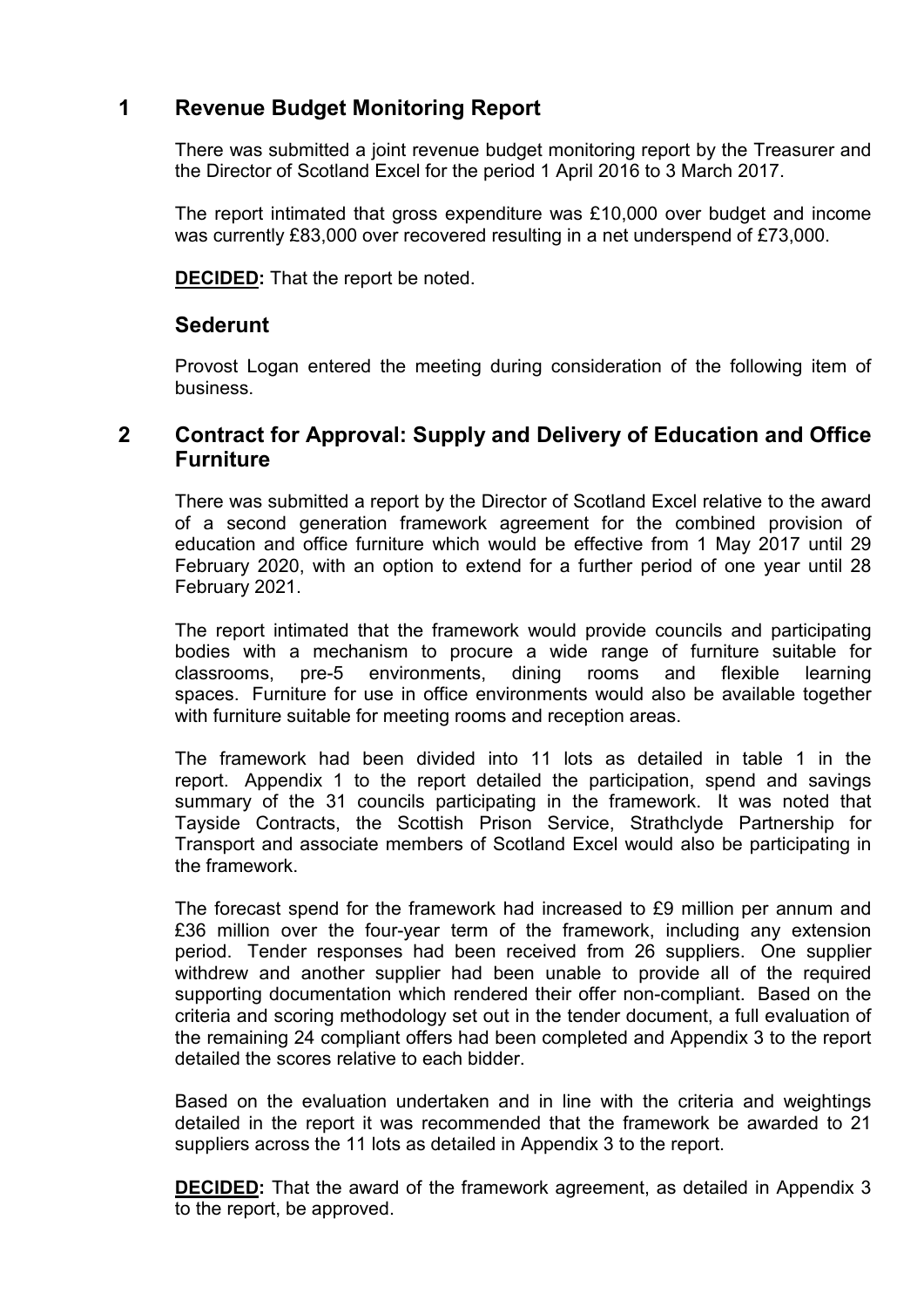## 1 Revenue Budget Monitoring Report

There was submitted a joint revenue budget monitoring report by the Treasurer and the Director of Scotland Excel for the period 1 April 2016 to 3 March 2017.

The report intimated that gross expenditure was £10,000 over budget and income was currently £83,000 over recovered resulting in a net underspend of £73,000.

**DECIDED:** That the report be noted.

### Sederunt

Provost Logan entered the meeting during consideration of the following item of business.

## 2 Contract for Approval: Supply and Delivery of Education and Office Furniture

There was submitted a report by the Director of Scotland Excel relative to the award of a second generation framework agreement for the combined provision of education and office furniture which would be effective from 1 May 2017 until 29 February 2020, with an option to extend for a further period of one year until 28 February 2021.

The report intimated that the framework would provide councils and participating bodies with a mechanism to procure a wide range of furniture suitable for classrooms, pre-5 environments, dining rooms and flexible learning spaces. Furniture for use in office environments would also be available together with furniture suitable for meeting rooms and reception areas.

The framework had been divided into 11 lots as detailed in table 1 in the report. Appendix 1 to the report detailed the participation, spend and savings summary of the 31 councils participating in the framework. It was noted that Tayside Contracts, the Scottish Prison Service, Strathclyde Partnership for Transport and associate members of Scotland Excel would also be participating in the framework.

The forecast spend for the framework had increased to £9 million per annum and £36 million over the four-year term of the framework, including any extension period. Tender responses had been received from 26 suppliers. One supplier withdrew and another supplier had been unable to provide all of the required supporting documentation which rendered their offer non-compliant. Based on the criteria and scoring methodology set out in the tender document, a full evaluation of the remaining 24 compliant offers had been completed and Appendix 3 to the report detailed the scores relative to each bidder.

Based on the evaluation undertaken and in line with the criteria and weightings detailed in the report it was recommended that the framework be awarded to 21 suppliers across the 11 lots as detailed in Appendix 3 to the report.

**DECIDED:** That the award of the framework agreement, as detailed in Appendix 3 to the report, be approved.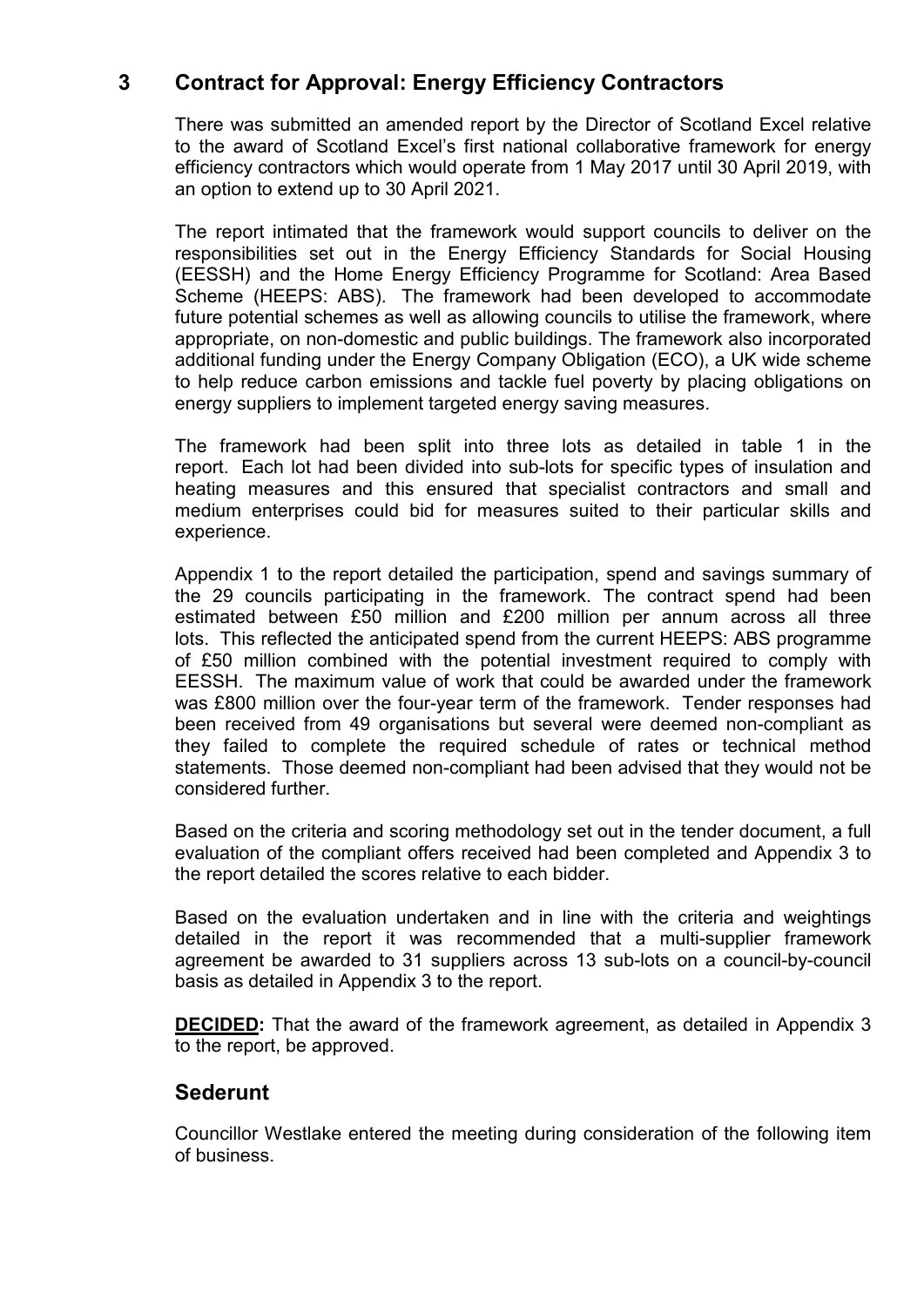## 3 Contract for Approval: Energy Efficiency Contractors

There was submitted an amended report by the Director of Scotland Excel relative to the award of Scotland Excel's first national collaborative framework for energy efficiency contractors which would operate from 1 May 2017 until 30 April 2019, with an option to extend up to 30 April 2021.

The report intimated that the framework would support councils to deliver on the responsibilities set out in the Energy Efficiency Standards for Social Housing (EESSH) and the Home Energy Efficiency Programme for Scotland: Area Based Scheme (HEEPS: ABS). The framework had been developed to accommodate future potential schemes as well as allowing councils to utilise the framework, where appropriate, on non-domestic and public buildings. The framework also incorporated additional funding under the Energy Company Obligation (ECO), a UK wide scheme to help reduce carbon emissions and tackle fuel poverty by placing obligations on energy suppliers to implement targeted energy saving measures.

The framework had been split into three lots as detailed in table 1 in the report. Each lot had been divided into sub-lots for specific types of insulation and heating measures and this ensured that specialist contractors and small and medium enterprises could bid for measures suited to their particular skills and experience.

Appendix 1 to the report detailed the participation, spend and savings summary of the 29 councils participating in the framework. The contract spend had been estimated between £50 million and £200 million per annum across all three lots. This reflected the anticipated spend from the current HEEPS: ABS programme of £50 million combined with the potential investment required to comply with EESSH. The maximum value of work that could be awarded under the framework was £800 million over the four-year term of the framework. Tender responses had been received from 49 organisations but several were deemed non-compliant as they failed to complete the required schedule of rates or technical method statements. Those deemed non-compliant had been advised that they would not be considered further.

Based on the criteria and scoring methodology set out in the tender document, a full evaluation of the compliant offers received had been completed and Appendix 3 to the report detailed the scores relative to each bidder.

Based on the evaluation undertaken and in line with the criteria and weightings detailed in the report it was recommended that a multi-supplier framework agreement be awarded to 31 suppliers across 13 sub-lots on a council-by-council basis as detailed in Appendix 3 to the report.

**DECIDED:** That the award of the framework agreement, as detailed in Appendix 3 to the report, be approved.

## Sederunt

Councillor Westlake entered the meeting during consideration of the following item of business.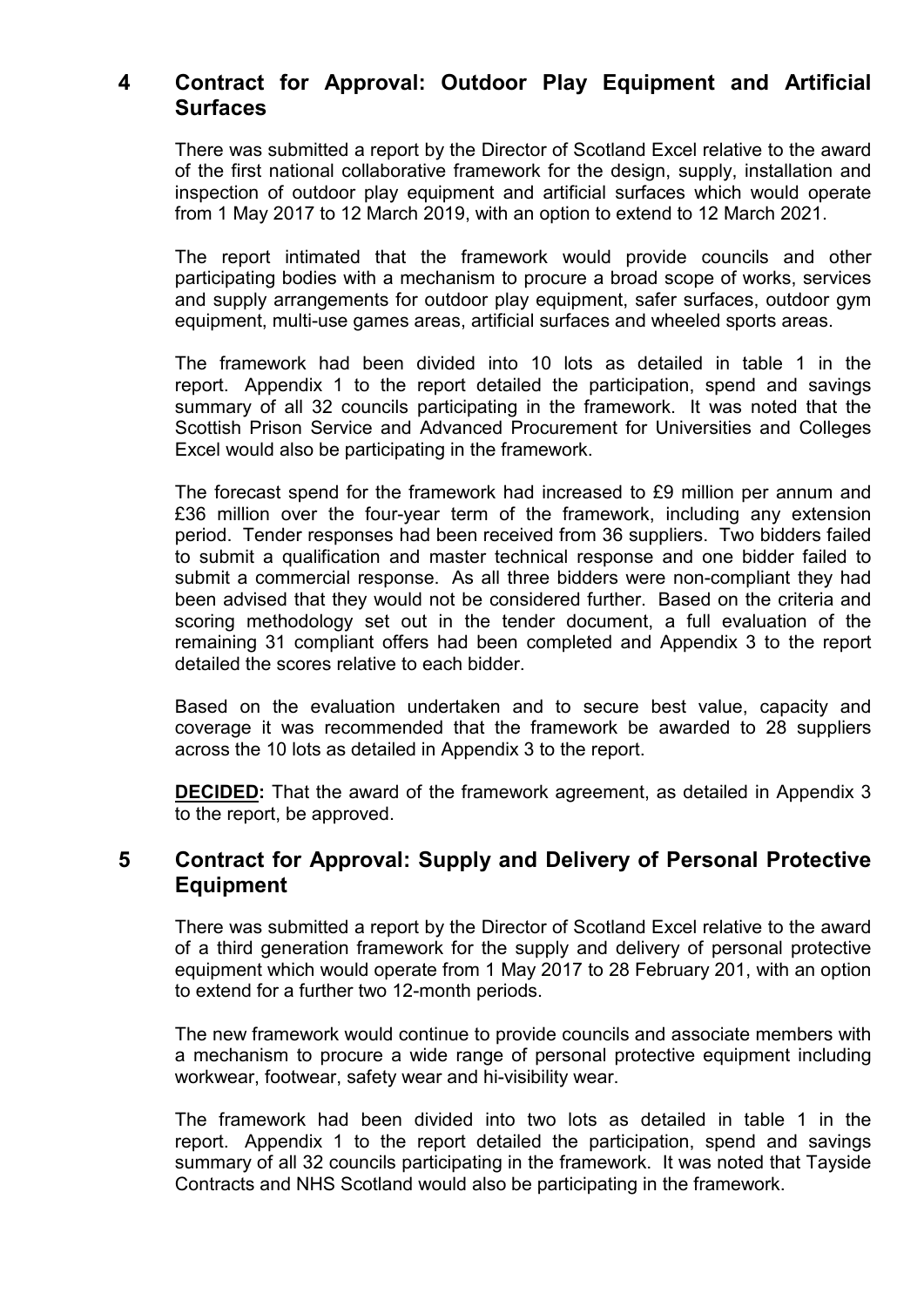## 4 Contract for Approval: Outdoor Play Equipment and Artificial Surfaces

There was submitted a report by the Director of Scotland Excel relative to the award of the first national collaborative framework for the design, supply, installation and inspection of outdoor play equipment and artificial surfaces which would operate from 1 May 2017 to 12 March 2019, with an option to extend to 12 March 2021.

The report intimated that the framework would provide councils and other participating bodies with a mechanism to procure a broad scope of works, services and supply arrangements for outdoor play equipment, safer surfaces, outdoor gym equipment, multi-use games areas, artificial surfaces and wheeled sports areas.

The framework had been divided into 10 lots as detailed in table 1 in the report. Appendix 1 to the report detailed the participation, spend and savings summary of all 32 councils participating in the framework. It was noted that the Scottish Prison Service and Advanced Procurement for Universities and Colleges Excel would also be participating in the framework.

The forecast spend for the framework had increased to £9 million per annum and £36 million over the four-year term of the framework, including any extension period. Tender responses had been received from 36 suppliers. Two bidders failed to submit a qualification and master technical response and one bidder failed to submit a commercial response. As all three bidders were non-compliant they had been advised that they would not be considered further. Based on the criteria and scoring methodology set out in the tender document, a full evaluation of the remaining 31 compliant offers had been completed and Appendix 3 to the report detailed the scores relative to each bidder.

Based on the evaluation undertaken and to secure best value, capacity and coverage it was recommended that the framework be awarded to 28 suppliers across the 10 lots as detailed in Appendix 3 to the report.

**DECIDED:** That the award of the framework agreement, as detailed in Appendix 3 to the report, be approved.

## 5 Contract for Approval: Supply and Delivery of Personal Protective Equipment

There was submitted a report by the Director of Scotland Excel relative to the award of a third generation framework for the supply and delivery of personal protective equipment which would operate from 1 May 2017 to 28 February 201, with an option to extend for a further two 12-month periods.

The new framework would continue to provide councils and associate members with a mechanism to procure a wide range of personal protective equipment including workwear, footwear, safety wear and hi-visibility wear.

The framework had been divided into two lots as detailed in table 1 in the report. Appendix 1 to the report detailed the participation, spend and savings summary of all 32 councils participating in the framework. It was noted that Tayside Contracts and NHS Scotland would also be participating in the framework.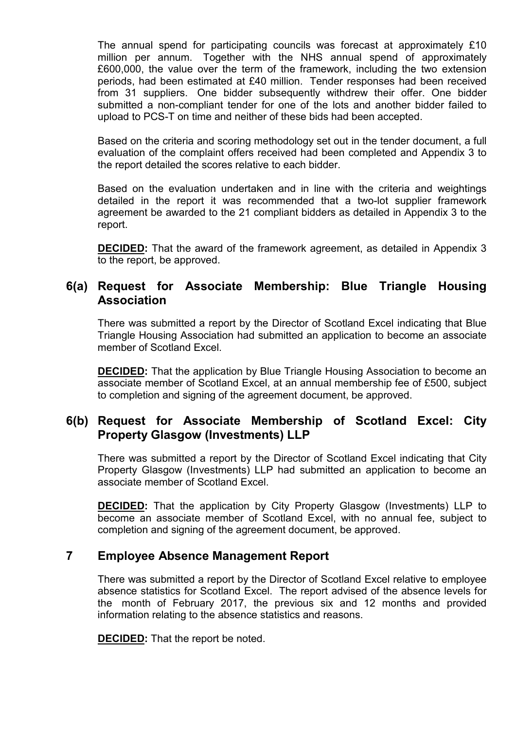The annual spend for participating councils was forecast at approximately £10 million per annum. Together with the NHS annual spend of approximately £600,000, the value over the term of the framework, including the two extension periods, had been estimated at £40 million. Tender responses had been received from 31 suppliers. One bidder subsequently withdrew their offer. One bidder submitted a non-compliant tender for one of the lots and another bidder failed to upload to PCS-T on time and neither of these bids had been accepted.

Based on the criteria and scoring methodology set out in the tender document, a full evaluation of the complaint offers received had been completed and Appendix 3 to the report detailed the scores relative to each bidder.

Based on the evaluation undertaken and in line with the criteria and weightings detailed in the report it was recommended that a two-lot supplier framework agreement be awarded to the 21 compliant bidders as detailed in Appendix 3 to the report.

**DECIDED:** That the award of the framework agreement, as detailed in Appendix 3 to the report, be approved.

## 6(a) Request for Associate Membership: Blue Triangle Housing Association

There was submitted a report by the Director of Scotland Excel indicating that Blue Triangle Housing Association had submitted an application to become an associate member of Scotland Excel.

**DECIDED:** That the application by Blue Triangle Housing Association to become an associate member of Scotland Excel, at an annual membership fee of £500, subject to completion and signing of the agreement document, be approved.

## 6(b) Request for Associate Membership of Scotland Excel: City Property Glasgow (Investments) LLP

There was submitted a report by the Director of Scotland Excel indicating that City Property Glasgow (Investments) LLP had submitted an application to become an associate member of Scotland Excel.

**DECIDED:** That the application by City Property Glasgow (Investments) LLP to become an associate member of Scotland Excel, with no annual fee, subject to completion and signing of the agreement document, be approved.

## 7 Employee Absence Management Report

There was submitted a report by the Director of Scotland Excel relative to employee absence statistics for Scotland Excel. The report advised of the absence levels for the month of February 2017, the previous six and 12 months and provided information relating to the absence statistics and reasons.

**DECIDED:** That the report be noted.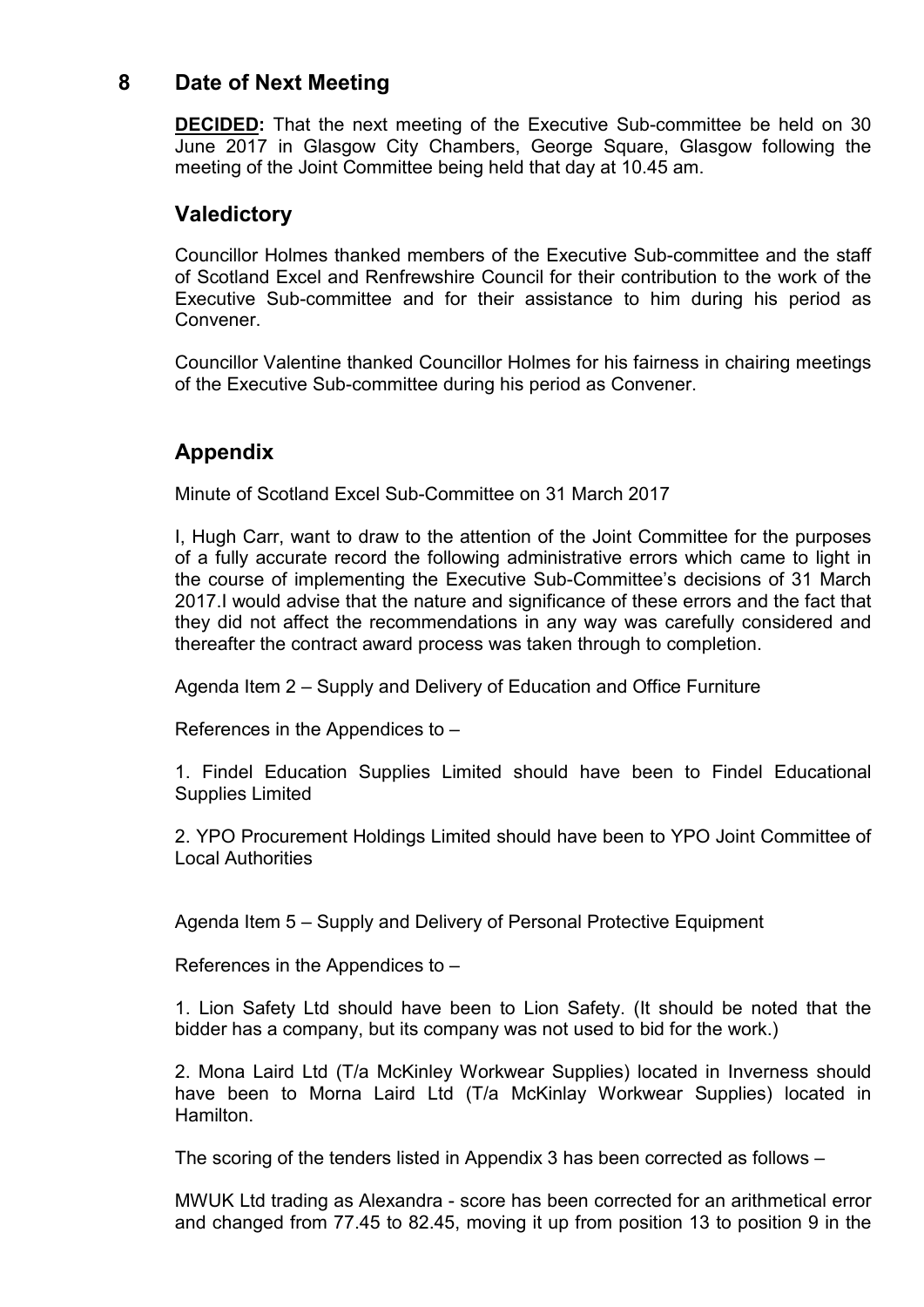## 8 Date of Next Meeting

**DECIDED:** That the next meeting of the Executive Sub-committee be held on 30 June 2017 in Glasgow City Chambers, George Square, Glasgow following the meeting of the Joint Committee being held that day at 10.45 am.

## Valedictory

Councillor Holmes thanked members of the Executive Sub-committee and the staff of Scotland Excel and Renfrewshire Council for their contribution to the work of the Executive Sub-committee and for their assistance to him during his period as Convener.

Councillor Valentine thanked Councillor Holmes for his fairness in chairing meetings of the Executive Sub-committee during his period as Convener.

## Appendix

Minute of Scotland Excel Sub-Committee on 31 March 2017

I, Hugh Carr, want to draw to the attention of the Joint Committee for the purposes of a fully accurate record the following administrative errors which came to light in the course of implementing the Executive Sub-Committee's decisions of 31 March 2017.I would advise that the nature and significance of these errors and the fact that they did not affect the recommendations in any way was carefully considered and thereafter the contract award process was taken through to completion.

Agenda Item 2 – Supply and Delivery of Education and Office Furniture

References in the Appendices to –

1. Findel Education Supplies Limited should have been to Findel Educational Supplies Limited

2. YPO Procurement Holdings Limited should have been to YPO Joint Committee of Local Authorities

Agenda Item 5 – Supply and Delivery of Personal Protective Equipment

References in the Appendices to –

1. Lion Safety Ltd should have been to Lion Safety. (It should be noted that the bidder has a company, but its company was not used to bid for the work.)

2. Mona Laird Ltd (T/a McKinley Workwear Supplies) located in Inverness should have been to Morna Laird Ltd (T/a McKinlay Workwear Supplies) located in Hamilton.

The scoring of the tenders listed in Appendix 3 has been corrected as follows –

MWUK Ltd trading as Alexandra - score has been corrected for an arithmetical error and changed from 77.45 to 82.45, moving it up from position 13 to position 9 in the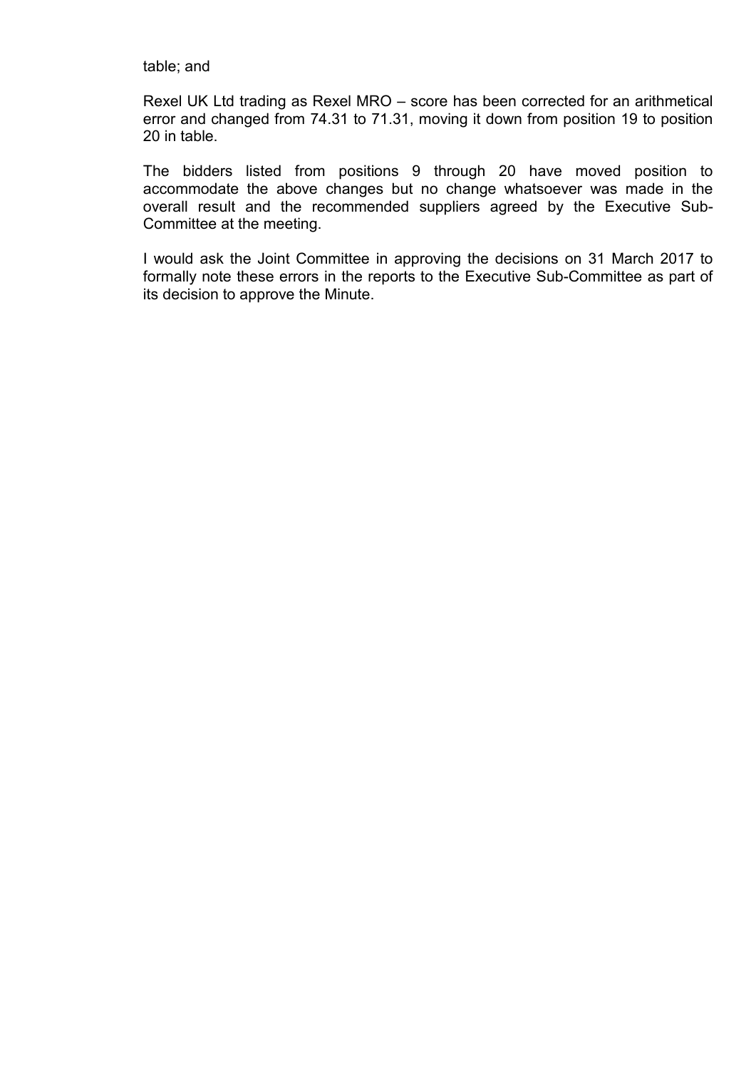table; and

Rexel UK Ltd trading as Rexel MRO – score has been corrected for an arithmetical error and changed from 74.31 to 71.31, moving it down from position 19 to position 20 in table.

The bidders listed from positions 9 through 20 have moved position to accommodate the above changes but no change whatsoever was made in the overall result and the recommended suppliers agreed by the Executive Sub-Committee at the meeting.

I would ask the Joint Committee in approving the decisions on 31 March 2017 to formally note these errors in the reports to the Executive Sub-Committee as part of its decision to approve the Minute.